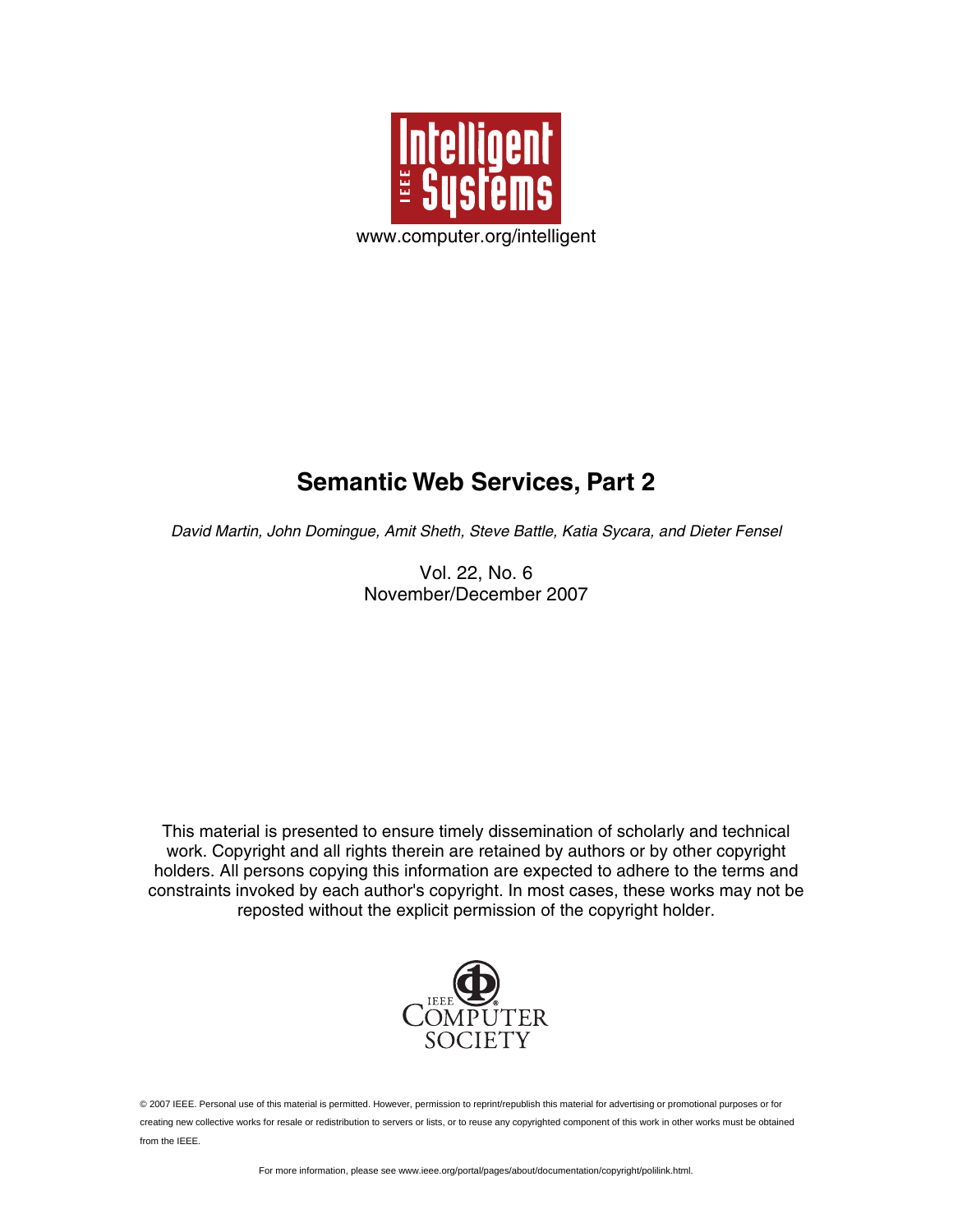Intelligent Systems

www.computer.org/intelligent

# Semantic Web Services, Part 2

*David Martin, John Domingue, Amit Sheth, Steve Battle, Katia Sycara, and Dieter Fensel*

Vol. 22, No. 6
November/December 2007

This material is presented to ensure timely dissemination of scholarly and technical work. Copyright and all rights therein are retained by authors or by other copyright holders. All persons copying this information are expected to adhere to the terms and constraints invoked by each author's copyright. In most cases, these works may not be reposted without the explicit permission of the copyright holder.

IEEE Computer Society

© 2007 IEEE. Personal use of this material is permitted. However, permission to reprint/republish this material for advertising or promotional purposes or for creating new collective works for resale or redistribution to servers or lists, or to reuse any copyrighted component of this work in other works must be obtained from the IEEE.

For more information, please see www.ieee.org/portal/pages/about/documentation/copyright/polilink.html.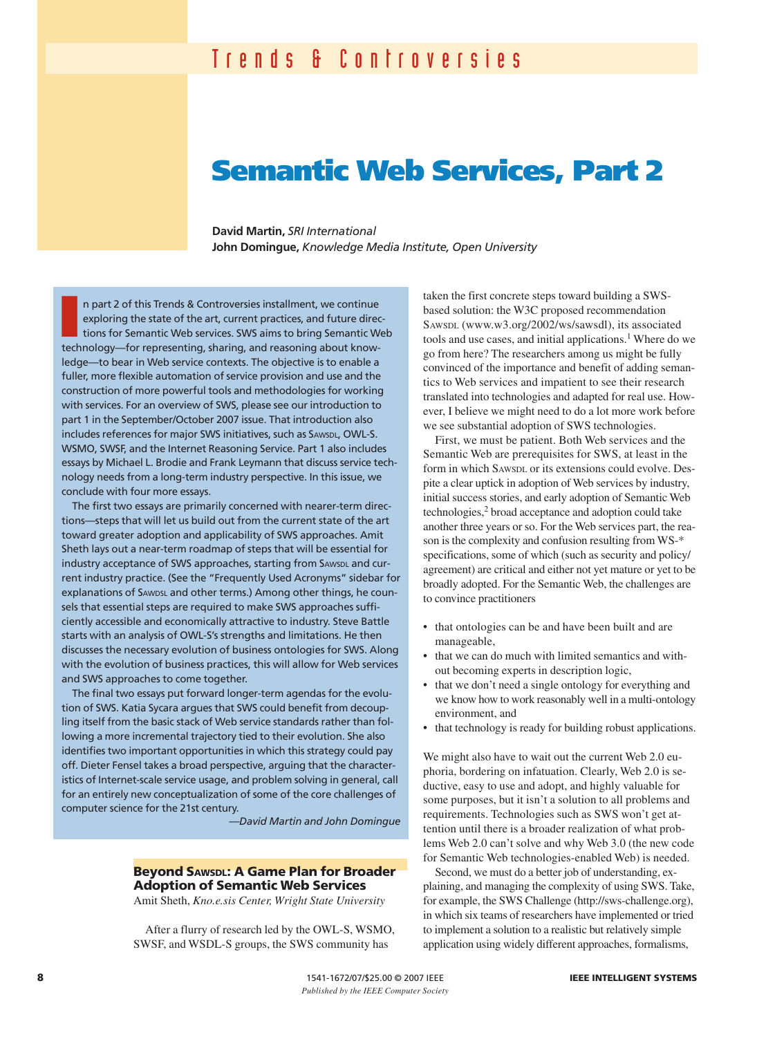Trends & Controversies

# Semantic Web Services, Part 2

**David Martin,** *SRI International*
**John Domingue,** *Knowledge Media Institute, Open University*

In part 2 of this Trends & Controversies installment, we continue exploring the state of the art, current practices, and future directions for Semantic Web services. SWS aims to bring Semantic Web technology—for representing, sharing, and reasoning about knowledge—to bear in Web service contexts. The objective is to enable a fuller, more flexible automation of service provision and use and the construction of more powerful tools and methodologies for working with services. For an overview of SWS, please see our introduction to part 1 in the September/October 2007 issue. That introduction also includes references for major SWS initiatives, such as SAWSDL, OWL-S. WSMO, SWSF, and the Internet Reasoning Service. Part 1 also includes essays by Michael L. Brodie and Frank Leymann that discuss service technology needs from a long-term industry perspective. In this issue, we conclude with four more essays.

The first two essays are primarily concerned with nearer-term directions—steps that will let us build out from the current state of the art toward greater adoption and applicability of SWS approaches. Amit Sheth lays out a near-term roadmap of steps that will be essential for industry acceptance of SWS approaches, starting from SAWSDL and current industry practice. (See the "Frequently Used Acronyms" sidebar for explanations of SAWSDL and other terms.) Among other things, he counsels that essential steps are required to make SWS approaches sufficiently accessible and economically attractive to industry. Steve Battle starts with an analysis of OWL-S's strengths and limitations. He then discusses the necessary evolution of business ontologies for SWS. Along with the evolution of business practices, this will allow for Web services and SWS approaches to come together.

The final two essays put forward longer-term agendas for the evolution of SWS. Katia Sycara argues that SWS could benefit from decoupling itself from the basic stack of Web service standards rather than following a more incremental trajectory tied to their evolution. She also identifies two important opportunities in which this strategy could pay off. Dieter Fensel takes a broad perspective, arguing that the characteristics of Internet-scale service usage, and problem solving in general, call for an entirely new conceptualization of some of the core challenges of computer science for the 21st century.

*—David Martin and John Domingue*

## Beyond SAWSDL: A Game Plan for Broader Adoption of Semantic Web Services

Amit Sheth, *Kno.e.sis Center, Wright State University*

After a flurry of research led by the OWL-S, WSMO, SWSF, and WSDL-S groups, the SWS community has taken the first concrete steps toward building a SWS-based solution: the W3C proposed recommendation SAWSDL (www.w3.org/2002/ws/sawsdl), its associated tools and use cases, and initial applications.[1] Where do we go from here? The researchers among us might be fully convinced of the importance and benefit of adding semantics to Web services and impatient to see their research translated into technologies and adapted for real use. However, I believe we might need to do a lot more work before we see substantial adoption of SWS technologies.

First, we must be patient. Both Web services and the Semantic Web are prerequisites for SWS, at least in the form in which SAWSDL or its extensions could evolve. Despite a clear uptick in adoption of Web services by industry, initial success stories, and early adoption of Semantic Web technologies,[2] broad acceptance and adoption could take another three years or so. For the Web services part, the reason is the complexity and confusion resulting from WS-* specifications, some of which (such as security and policy/agreement) are critical and either not yet mature or yet to be broadly adopted. For the Semantic Web, the challenges are to convince practitioners

- that ontologies can be and have been built and are manageable,
- that we can do much with limited semantics and without becoming experts in description logic,
- that we don't need a single ontology for everything and we know how to work reasonably well in a multi-ontology environment, and
- that technology is ready for building robust applications.

We might also have to wait out the current Web 2.0 euphoria, bordering on infatuation. Clearly, Web 2.0 is seductive, easy to use and adopt, and highly valuable for some purposes, but it isn't a solution to all problems and requirements. Technologies such as SWS won't get attention until there is a broader realization of what problems Web 2.0 can't solve and why Web 3.0 (the new code for Semantic Web technologies-enabled Web) is needed.

Second, we must do a better job of understanding, explaining, and managing the complexity of using SWS. Take, for example, the SWS Challenge (http://sws-challenge.org), in which six teams of researchers have implemented or tried to implement a solution to a realistic but relatively simple application using widely different approaches, formalisms,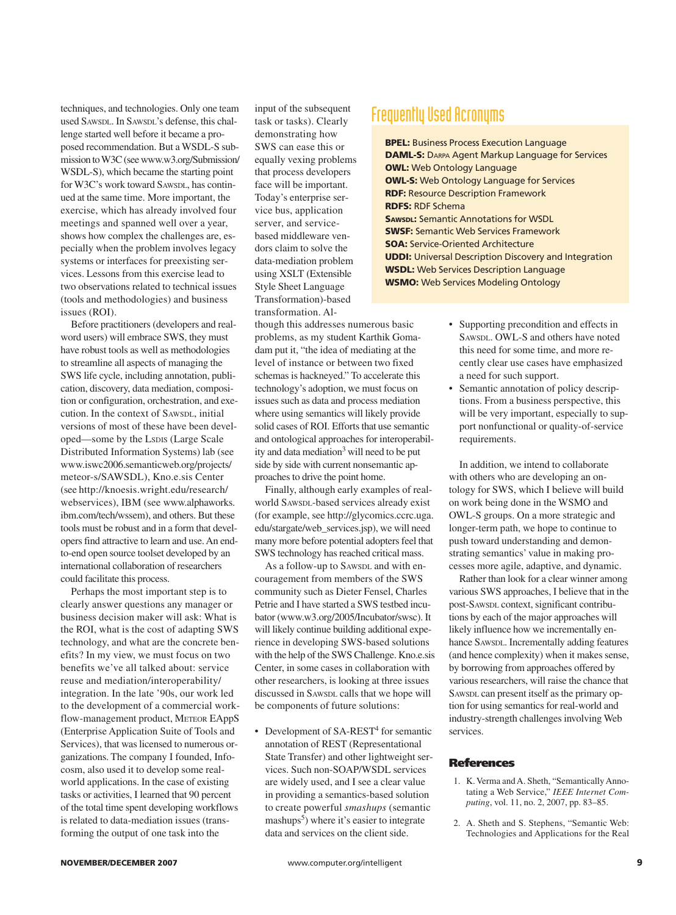techniques, and technologies. Only one team used SAWSDL. In SAWSDL's defense, this challenge started well before it became a proposed recommendation. But a WSDL-S submission to W3C (see www.w3.org/Submission/WSDL-S), which became the starting point for W3C's work toward SAWSDL, has continued at the same time. More important, the exercise, which has already involved four meetings and spanned well over a year, shows how complex the challenges are, especially when the problem involves legacy systems or interfaces for preexisting services. Lessons from this exercise lead to two observations related to technical issues (tools and methodologies) and business issues (ROI).

Before practitioners (developers and real-word users) will embrace SWS, they must have robust tools as well as methodologies to streamline all aspects of managing the SWS life cycle, including annotation, publication, discovery, data mediation, composition or configuration, orchestration, and execution. In the context of SAWSDL, initial versions of most of these have been developed—some by the LSDIS (Large Scale Distributed Information Systems) lab (see www.iswc2006.semanticweb.org/projects/meteor-s/SAWSDL), Kno.e.sis Center (see http://knoesis.wright.edu/research/webservices), IBM (see www.alphaworks.ibm.com/tech/wssem), and others. But these tools must be robust and in a form that developers find attractive to learn and use. An end-to-end open source toolset developed by an international collaboration of researchers could facilitate this process.

Perhaps the most important step is to clearly answer questions any manager or business decision maker will ask: What is the ROI, what is the cost of adapting SWS technology, and what are the concrete benefits? In my view, we must focus on two benefits we've all talked about: service reuse and mediation/interoperability/integration. In the late '90s, our work led to the development of a commercial workflow-management product, METEOR EAppS (Enterprise Application Suite of Tools and Services), that was licensed to numerous organizations. The company I founded, Infocosm, also used it to develop some real-world applications. In the case of existing tasks or activities, I learned that 90 percent of the total time spent developing workflows is related to data-mediation issues (transforming the output of one task into the input of the subsequent task or tasks). Clearly demonstrating how SWS can ease this or equally vexing problems that process developers face will be important. Today's enterprise service bus, application server, and service-based middleware vendors claim to solve the data-mediation problem using XSLT (Extensible Style Sheet Language Transformation)-based transformation. Although this addresses numerous basic problems, as my student Karthik Gomadam put it, "the idea of mediating at the level of instance or between two fixed schemas is hackneyed." To accelerate this technology's adoption, we must focus on issues such as data and process mediation where using semantics will likely provide solid cases of ROI. Efforts that use semantic and ontological approaches for interoperability and data mediation[3] will need to be put side by side with current nonsemantic approaches to drive the point home.

Finally, although early examples of real-world SAWSDL-based services already exist (for example, see http://glycomics.ccrc.uga.edu/stargate/web_services.jsp), we will need many more before potential adopters feel that SWS technology has reached critical mass.

As a follow-up to SAWSDL and with encouragement from members of the SWS community such as Dieter Fensel, Charles Petrie and I have started a SWS testbed incubator (www.w3.org/2005/Incubator/swsc). It will likely continue building additional experience in developing SWS-based solutions with the help of the SWS Challenge. Kno.e.sis Center, in some cases in collaboration with other researchers, is looking at three issues discussed in SAWSDL calls that we hope will be components of future solutions:

- Development of SA-REST[4] for semantic annotation of REST (Representational State Transfer) and other lightweight services. Such non-SOAP/WSDL services are widely used, and I see a clear value in providing a semantics-based solution to create powerful *smashups* (semantic mashups[5]) where it's easier to integrate data and services on the client side.
- Supporting precondition and effects in SAWSDL. OWL-S and others have noted this need for some time, and more recently clear use cases have emphasized a need for such support.
- Semantic annotation of policy descriptions. From a business perspective, this will be very important, especially to support nonfunctional or quality-of-service requirements.

In addition, we intend to collaborate with others who are developing an ontology for SWS, which I believe will build on work being done in the WSMO and OWL-S groups. On a more strategic and longer-term path, we hope to continue to push toward understanding and demonstrating semantics' value in making processes more agile, adaptive, and dynamic.

Rather than look for a clear winner among various SWS approaches, I believe that in the post-SAWSDL context, significant contributions by each of the major approaches will likely influence how we incrementally enhance SAWSDL. Incrementally adding features (and hence complexity) when it makes sense, by borrowing from approaches offered by various researchers, will raise the chance that SAWSDL can present itself as the primary option for using semantics for real-world and industry-strength challenges involving Web services.

## Frequently Used Acronyms

**BPEL:** Business Process Execution Language
**DAML-S:** DARPA Agent Markup Language for Services
**OWL:** Web Ontology Language
**OWL-S:** Web Ontology Language for Services
**RDF:** Resource Description Framework
**RDFS:** RDF Schema
**SAWSDL:** Semantic Annotations for WSDL
**SWSF:** Semantic Web Services Framework
**SOA:** Service-Oriented Architecture
**UDDI:** Universal Description Discovery and Integration
**WSDL:** Web Services Description Language
**WSMO:** Web Services Modeling Ontology

## References

1. K. Verma and A. Sheth, "Semantically Annotating a Web Service," *IEEE Internet Computing*, vol. 11, no. 2, 2007, pp. 83–85.
2. A. Sheth and S. Stephens, "Semantic Web: Technologies and Applications for the Real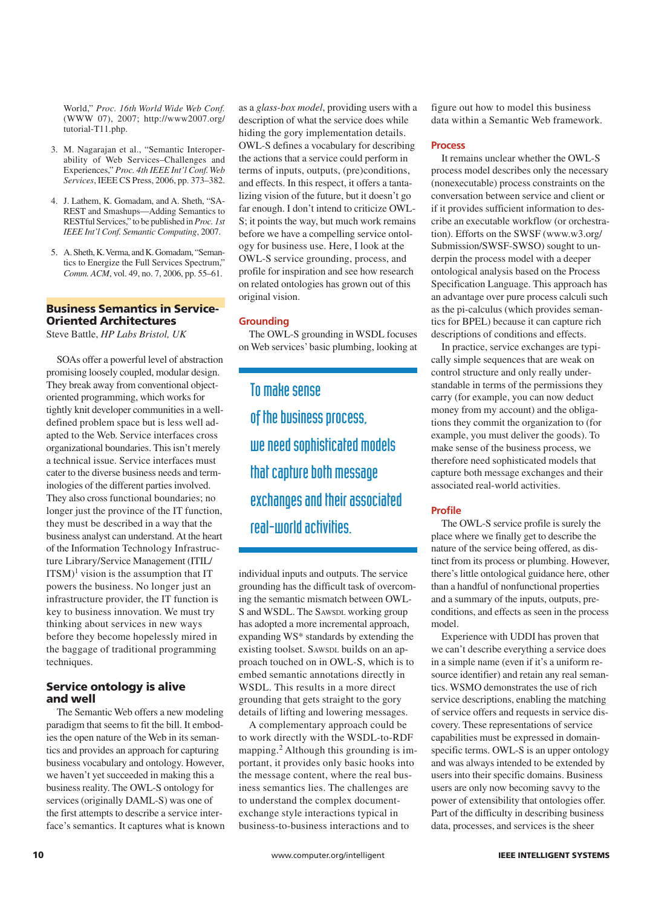World," *Proc. 16th World Wide Web Conf.* (WWW 07), 2007; http://www2007.org/tutorial-T11.php.

3. M. Nagarajan et al., "Semantic Interoperability of Web Services–Challenges and Experiences," *Proc. 4th IEEE Int'l Conf. Web Services*, IEEE CS Press, 2006, pp. 373–382.
4. J. Lathem, K. Gomadam, and A. Sheth, "SA-REST and Smashups—Adding Semantics to RESTful Services," to be published in *Proc. 1st IEEE Int'l Conf. Semantic Computing*, 2007.
5. A. Sheth, K. Verma, and K. Gomadam, "Semantics to Energize the Full Services Spectrum," *Comm. ACM*, vol. 49, no. 7, 2006, pp. 55–61.

## Business Semantics in Service-Oriented Architectures

Steve Battle, *HP Labs Bristol, UK*

SOAs offer a powerful level of abstraction promising loosely coupled, modular design. They break away from conventional object-oriented programming, which works for tightly knit developer communities in a well-defined problem space but is less well adapted to the Web. Service interfaces cross organizational boundaries. This isn't merely a technical issue. Service interfaces must cater to the diverse business needs and terminologies of the different parties involved. They also cross functional boundaries; no longer just the province of the IT function, they must be described in a way that the business analyst can understand. At the heart of the Information Technology Infrastructure Library/Service Management (ITIL/ITSM)[1] vision is the assumption that IT powers the business. No longer just an infrastructure provider, the IT function is key to business innovation. We must try thinking about services in new ways before they become hopelessly mired in the baggage of traditional programming techniques.

### Service ontology is alive and well

The Semantic Web offers a new modeling paradigm that seems to fit the bill. It embodies the open nature of the Web in its semantics and provides an approach for capturing business vocabulary and ontology. However, we haven't yet succeeded in making this a business reality. The OWL-S ontology for services (originally DAML-S) was one of the first attempts to describe a service interface's semantics. It captures what is known as a *glass-box model*, providing users with a description of what the service does while hiding the gory implementation details. OWL-S defines a vocabulary for describing the actions that a service could perform in terms of inputs, outputs, (pre)conditions, and effects. In this respect, it offers a tantalizing vision of the future, but it doesn't go far enough. I don't intend to criticize OWL-S; it points the way, but much work remains before we have a compelling service ontology for business use. Here, I look at the OWL-S service grounding, process, and profile for inspiration and see how research on related ontologies has grown out of this original vision.

### Grounding

The OWL-S grounding in WSDL focuses on Web services' basic plumbing, looking at individual inputs and outputs. The service grounding has the difficult task of overcoming the semantic mismatch between OWL-S and WSDL. The SAWSDL working group has adopted a more incremental approach, expanding WS* standards by extending the existing toolset. SAWSDL builds on an approach touched on in OWL-S, which is to embed semantic annotations directly in WSDL. This results in a more direct grounding that gets straight to the gory details of lifting and lowering messages.

A complementary approach could be to work directly with the WSDL-to-RDF mapping.[2] Although this grounding is important, it provides only basic hooks into the message content, where the real business semantics lies. The challenges are to understand the complex document-exchange style interactions typical in business-to-business interactions and to figure out how to model this business data within a Semantic Web framework.

> To make sense of the business process, we need sophisticated models that capture both message exchanges and their associated real-world activities.

### Process

It remains unclear whether the OWL-S process model describes only the necessary (nonexecutable) process constraints on the conversation between service and client or if it provides sufficient information to describe an executable workflow (or orchestration). Efforts on the SWSF (www.w3.org/Submission/SWSF-SWSO) sought to underpin the process model with a deeper ontological analysis based on the Process Specification Language. This approach has an advantage over pure process calculi such as the pi-calculus (which provides semantics for BPEL) because it can capture rich descriptions of conditions and effects.

In practice, service exchanges are typically simple sequences that are weak on control structure and only really understandable in terms of the permissions they carry (for example, you can now deduct money from my account) and the obligations they commit the organization to (for example, you must deliver the goods). To make sense of the business process, we therefore need sophisticated models that capture both message exchanges and their associated real-world activities.

### Profile

The OWL-S service profile is surely the place where we finally get to describe the nature of the service being offered, as distinct from its process or plumbing. However, there's little ontological guidance here, other than a handful of nonfunctional properties and a summary of the inputs, outputs, preconditions, and effects as seen in the process model.

Experience with UDDI has proven that we can't describe everything a service does in a simple name (even if it's a uniform resource identifier) and retain any real semantics. WSMO demonstrates the use of rich service descriptions, enabling the matching of service offers and requests in service discovery. These representations of service capabilities must be expressed in domain-specific terms. OWL-S is an upper ontology and was always intended to be extended by users into their specific domains. Business users are only now becoming savvy to the power of extensibility that ontologies offer. Part of the difficulty in describing business data, processes, and services is the sheer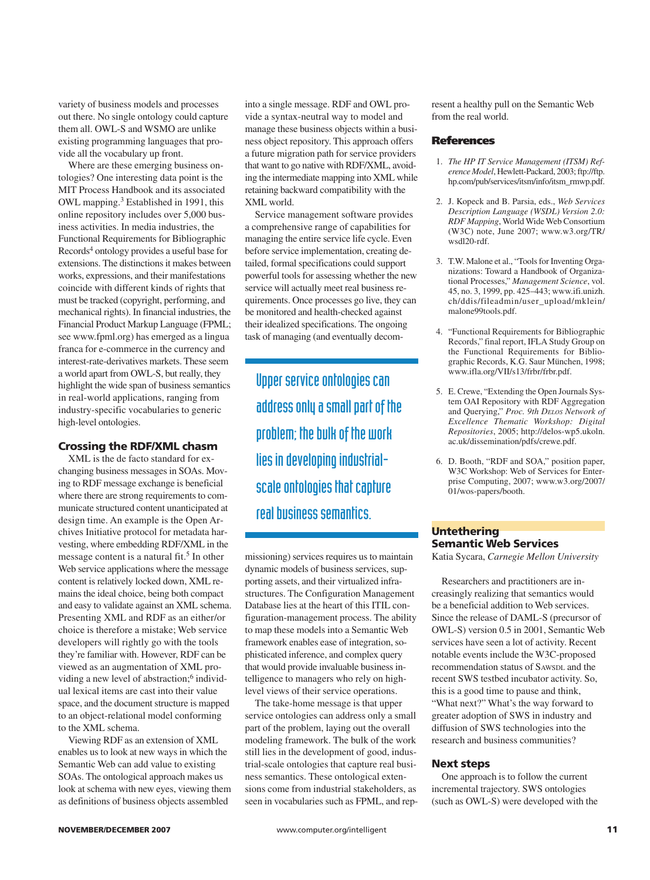variety of business models and processes out there. No single ontology could capture them all. OWL-S and WSMO are unlike existing programming languages that provide all the vocabulary up front.

Where are these emerging business ontologies? One interesting data point is the MIT Process Handbook and its associated OWL mapping.[3] Established in 1991, this online repository includes over 5,000 business activities. In media industries, the Functional Requirements for Bibliographic Records[4] ontology provides a useful base for extensions. The distinctions it makes between works, expressions, and their manifestations coincide with different kinds of rights that must be tracked (copyright, performing, and mechanical rights). In financial industries, the Financial Product Markup Language (FPML; see www.fpml.org) has emerged as a lingua franca for e-commerce in the currency and interest-rate-derivatives markets. These seem a world apart from OWL-S, but really, they highlight the wide span of business semantics in real-world applications, ranging from industry-specific vocabularies to generic high-level ontologies.

### Crossing the RDF/XML chasm

XML is the de facto standard for exchanging business messages in SOAs. Moving to RDF message exchange is beneficial where there are strong requirements to communicate structured content unanticipated at design time. An example is the Open Archives Initiative protocol for metadata harvesting, where embedding RDF/XML in the message content is a natural fit.[5] In other Web service applications where the message content is relatively locked down, XML remains the ideal choice, being both compact and easy to validate against an XML schema. Presenting XML and RDF as an either/or choice is therefore a mistake; Web service developers will rightly go with the tools they're familiar with. However, RDF can be viewed as an augmentation of XML providing a new level of abstraction;[6] individual lexical items are cast into their value space, and the document structure is mapped to an object-relational model conforming to the XML schema.

Viewing RDF as an extension of XML enables us to look at new ways in which the Semantic Web can add value to existing SOAs. The ontological approach makes us look at schema with new eyes, viewing them as definitions of business objects assembled into a single message. RDF and OWL provide a syntax-neutral way to model and manage these business objects within a business object repository. This approach offers a future migration path for service providers that want to go native with RDF/XML, avoiding the intermediate mapping into XML while retaining backward compatibility with the XML world.

Service management software provides a comprehensive range of capabilities for managing the entire service life cycle. Even before service implementation, creating detailed, formal specifications could support powerful tools for assessing whether the new service will actually meet real business requirements. Once processes go live, they can be monitored and health-checked against their idealized specifications. The ongoing task of managing (and eventually decommissioning) services requires us to maintain dynamic models of business services, supporting assets, and their virtualized infrastructures. The Configuration Management Database lies at the heart of this ITIL configuration-management process. The ability to map these models into a Semantic Web framework enables ease of integration, sophisticated inference, and complex query that would provide invaluable business intelligence to managers who rely on high-level views of their service operations.

> Upper service ontologies can address only a small part of the problem; the bulk of the work lies in developing industrial-scale ontologies that capture real business semantics.

The take-home message is that upper service ontologies can address only a small part of the problem, laying out the overall modeling framework. The bulk of the work still lies in the development of good, industrial-scale ontologies that capture real business semantics. These ontological extensions come from industrial stakeholders, as seen in vocabularies such as FPML, and represent a healthy pull on the Semantic Web from the real world.

### References

1. *The HP IT Service Management (ITSM) Reference Model*, Hewlett-Packard, 2003; ftp://ftp.hp.com/pub/services/itsm/info/itsm_rmwp.pdf.
2. J. Kopeck and B. Parsia, eds., *Web Services Description Language (WSDL) Version 2.0: RDF Mapping*, World Wide Web Consortium (W3C) note, June 2007; www.w3.org/TR/wsdl20-rdf.
3. T.W. Malone et al., "Tools for Inventing Organizations: Toward a Handbook of Organizational Processes," *Management Science*, vol. 45, no. 3, 1999, pp. 425–443; www.ifi.unizh.ch/ddis/fileadmin/user_upload/mklein/malone99tools.pdf.
4. "Functional Requirements for Bibliographic Records," final report, IFLA Study Group on the Functional Requirements for Bibliographic Records, K.G. Saur München, 1998; www.ifla.org/VII/s13/frbr/frbr.pdf.
5. E. Crewe, "Extending the Open Journals System OAI Repository with RDF Aggregation and Querying," *Proc. 9th Delos Network of Excellence Thematic Workshop: Digital Repositories*, 2005; http://delos-wp5.ukoln.ac.uk/dissemination/pdfs/crewe.pdf.
6. D. Booth, "RDF and SOA," position paper, W3C Workshop: Web of Services for Enterprise Computing, 2007; www.w3.org/2007/01/wos-papers/booth.

## Untethering Semantic Web Services

Katia Sycara, *Carnegie Mellon University*

Researchers and practitioners are increasingly realizing that semantics would be a beneficial addition to Web services. Since the release of DAML-S (precursor of OWL-S) version 0.5 in 2001, Semantic Web services have seen a lot of activity. Recent notable events include the W3C-proposed recommendation status of SAWSDL and the recent SWS testbed incubator activity. So, this is a good time to pause and think, "What next?" What's the way forward to greater adoption of SWS in industry and diffusion of SWS technologies into the research and business communities?

### Next steps

One approach is to follow the current incremental trajectory. SWS ontologies (such as OWL-S) were developed with the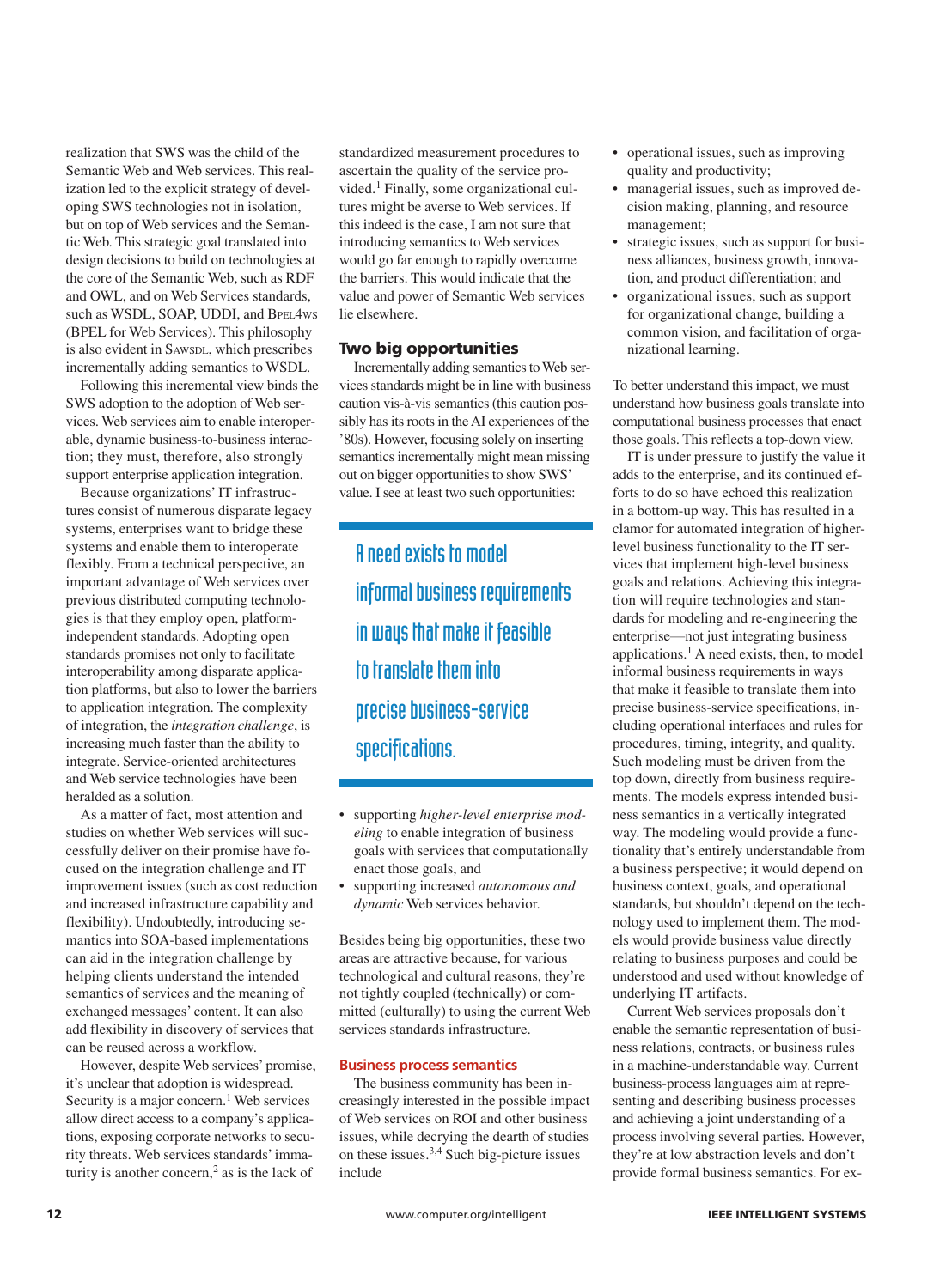realization that SWS was the child of the Semantic Web and Web services. This realization led to the explicit strategy of developing SWS technologies not in isolation, but on top of Web services and the Semantic Web. This strategic goal translated into design decisions to build on technologies at the core of the Semantic Web, such as RDF and OWL, and on Web Services standards, such as WSDL, SOAP, UDDI, and BPEL4WS (BPEL for Web Services). This philosophy is also evident in SAWSDL, which prescribes incrementally adding semantics to WSDL.

Following this incremental view binds the SWS adoption to the adoption of Web services. Web services aim to enable interoperable, dynamic business-to-business interaction; they must, therefore, also strongly support enterprise application integration.

Because organizations' IT infrastructures consist of numerous disparate legacy systems, enterprises want to bridge these systems and enable them to interoperate flexibly. From a technical perspective, an important advantage of Web services over previous distributed computing technologies is that they employ open, platform-independent standards. Adopting open standards promises not only to facilitate interoperability among disparate application platforms, but also to lower the barriers to application integration. The complexity of integration, the *integration challenge*, is increasing much faster than the ability to integrate. Service-oriented architectures and Web service technologies have been heralded as a solution.

As a matter of fact, most attention and studies on whether Web services will successfully deliver on their promise have focused on the integration challenge and IT improvement issues (such as cost reduction and increased infrastructure capability and flexibility). Undoubtedly, introducing semantics into SOA-based implementations can aid in the integration challenge by helping clients understand the intended semantics of services and the meaning of exchanged messages' content. It can also add flexibility in discovery of services that can be reused across a workflow.

However, despite Web services' promise, it's unclear that adoption is widespread. Security is a major concern.[1] Web services allow direct access to a company's applications, exposing corporate networks to security threats. Web services standards' immaturity is another concern,[2] as is the lack of standardized measurement procedures to ascertain the quality of the service provided.[1] Finally, some organizational cultures might be averse to Web services. If this indeed is the case, I am not sure that introducing semantics to Web services would go far enough to rapidly overcome the barriers. This would indicate that the value and power of Semantic Web services lie elsewhere.

## Two big opportunities

Incrementally adding semantics to Web services standards might be in line with business caution vis-à-vis semantics (this caution possibly has its roots in the AI experiences of the '80s). However, focusing solely on inserting semantics incrementally might mean missing out on bigger opportunities to show SWS' value. I see at least two such opportunities:

> A need exists to model informal business requirements in ways that make it feasible to translate them into precise business-service specifications.

- supporting *higher-level enterprise modeling* to enable integration of business goals with services that computationally enact those goals, and
- supporting increased *autonomous and dynamic* Web services behavior.

Besides being big opportunities, these two areas are attractive because, for various technological and cultural reasons, they're not tightly coupled (technically) or committed (culturally) to using the current Web services standards infrastructure.

### Business process semantics

The business community has been increasingly interested in the possible impact of Web services on ROI and other business issues, while decrying the dearth of studies on these issues.[3,4] Such big-picture issues include

- operational issues, such as improving quality and productivity;
- managerial issues, such as improved decision making, planning, and resource management;
- strategic issues, such as support for business alliances, business growth, innovation, and product differentiation; and
- organizational issues, such as support for organizational change, building a common vision, and facilitation of organizational learning.

To better understand this impact, we must understand how business goals translate into computational business processes that enact those goals. This reflects a top-down view.

IT is under pressure to justify the value it adds to the enterprise, and its continued efforts to do so have echoed this realization in a bottom-up way. This has resulted in a clamor for automated integration of higher-level business functionality to the IT services that implement high-level business goals and relations. Achieving this integration will require technologies and standards for modeling and re-engineering the enterprise—not just integrating business applications.[1] A need exists, then, to model informal business requirements in ways that make it feasible to translate them into precise business-service specifications, including operational interfaces and rules for procedures, timing, integrity, and quality. Such modeling must be driven from the top down, directly from business requirements. The models express intended business semantics in a vertically integrated way. The modeling would provide a functionality that's entirely understandable from a business perspective; it would depend on business context, goals, and operational standards, but shouldn't depend on the technology used to implement them. The models would provide business value directly relating to business purposes and could be understood and used without knowledge of underlying IT artifacts.

Current Web services proposals don't enable the semantic representation of business relations, contracts, or business rules in a machine-understandable way. Current business-process languages aim at representing and describing business processes and achieving a joint understanding of a process involving several parties. However, they're at low abstraction levels and don't provide formal business semantics. For ex-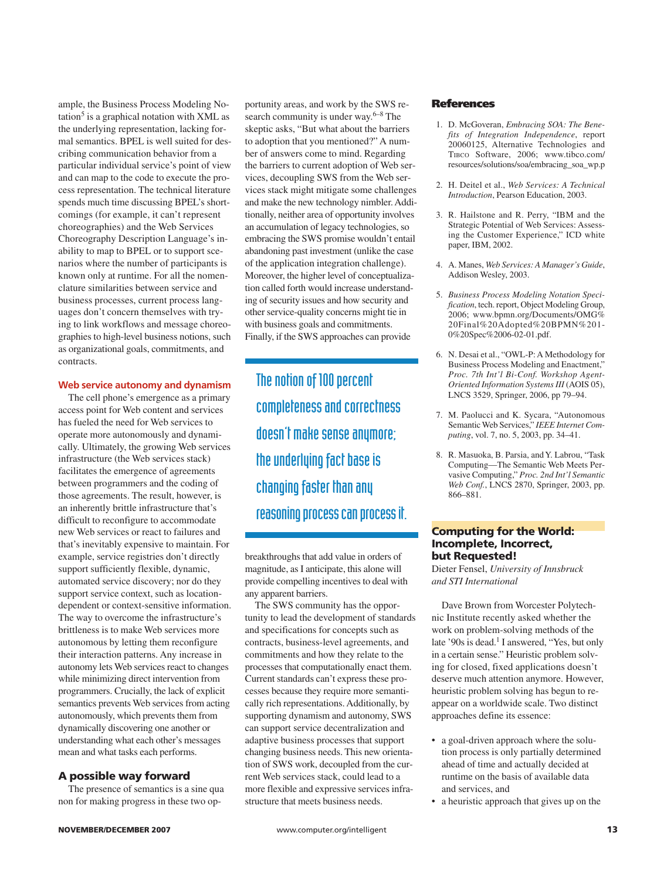ample, the Business Process Modeling Notation[5] is a graphical notation with XML as the underlying representation, lacking formal semantics. BPEL is well suited for describing communication behavior from a particular individual service's point of view and can map to the code to execute the process representation. The technical literature spends much time discussing BPEL's shortcomings (for example, it can't represent choreographies) and the Web Services Choreography Description Language's inability to map to BPEL or to support scenarios where the number of participants is known only at runtime. For all the nomenclature similarities between service and business processes, current process languages don't concern themselves with trying to link workflows and message choreographies to high-level business notions, such as organizational goals, commitments, and contracts.

### Web service autonomy and dynamism

The cell phone's emergence as a primary access point for Web content and services has fueled the need for Web services to operate more autonomously and dynamically. Ultimately, the growing Web services infrastructure (the Web services stack) facilitates the emergence of agreements between programmers and the coding of those agreements. The result, however, is an inherently brittle infrastructure that's difficult to reconfigure to accommodate new Web services or react to failures and that's inevitably expensive to maintain. For example, service registries don't directly support sufficiently flexible, dynamic, automated service discovery; nor do they support service context, such as location-dependent or context-sensitive information. The way to overcome the infrastructure's brittleness is to make Web services more autonomous by letting them reconfigure their interaction patterns. Any increase in autonomy lets Web services react to changes while minimizing direct intervention from programmers. Crucially, the lack of explicit semantics prevents Web services from acting autonomously, which prevents them from dynamically discovering one another or understanding what each other's messages mean and what tasks each performs.

## A possible way forward

The presence of semantics is a sine qua non for making progress in these two opportunity areas, and work by the SWS research community is under way.[6–8] The skeptic asks, "But what about the barriers to adoption that you mentioned?" A number of answers come to mind. Regarding the barriers to current adoption of Web services, decoupling SWS from the Web services stack might mitigate some challenges and make the new technology nimbler. Additionally, neither area of opportunity involves an accumulation of legacy technologies, so embracing the SWS promise wouldn't entail abandoning past investment (unlike the case of the application integration challenge). Moreover, the higher level of conceptualization called forth would increase understanding of security issues and how security and other service-quality concerns might tie in with business goals and commitments. Finally, if the SWS approaches can provide breakthroughs that add value in orders of magnitude, as I anticipate, this alone will provide compelling incentives to deal with any apparent barriers.

> The notion of 100 percent completeness and correctness doesn't make sense anymore; the underlying fact base is changing faster than any reasoning process can process it.

The SWS community has the opportunity to lead the development of standards and specifications for concepts such as contracts, business-level agreements, and commitments and how they relate to the processes that computationally enact them. Current standards can't express these processes because they require more semantically rich representations. Additionally, by supporting dynamism and autonomy, SWS can support service decentralization and adaptive business processes that support changing business needs. This new orientation of SWS work, decoupled from the current Web services stack, could lead to a more flexible and expressive services infrastructure that meets business needs.

## References

1. D. McGoveran, *Embracing SOA: The Benefits of Integration Independence*, report 20060125, Alternative Technologies and Tibco Software, 2006; www.tibco.com/resources/solutions/soa/embracing_soa_wp.p
2. H. Deitel et al., *Web Services: A Technical Introduction*, Pearson Education, 2003.
3. R. Hailstone and R. Perry, "IBM and the Strategic Potential of Web Services: Assessing the Customer Experience," ICD white paper, IBM, 2002.
4. A. Manes, *Web Services: A Manager's Guide*, Addison Wesley, 2003.
5. *Business Process Modeling Notation Specification*, tech. report, Object Modeling Group, 2006; www.bpmn.org/Documents/OMG%20Final%20Adopted%20BPMN%201-0%20Spec%2006-02-01.pdf.
6. N. Desai et al., "OWL-P: A Methodology for Business Process Modeling and Enactment," *Proc. 7th Int'l Bi-Conf. Workshop Agent-Oriented Information Systems III* (AOIS 05), LNCS 3529, Springer, 2006, pp 79–94.
7. M. Paolucci and K. Sycara, "Autonomous Semantic Web Services," *IEEE Internet Computing*, vol. 7, no. 5, 2003, pp. 34–41.
8. R. Masuoka, B. Parsia, and Y. Labrou, "Task Computing—The Semantic Web Meets Pervasive Computing," *Proc. 2nd Int'l Semantic Web Conf.*, LNCS 2870, Springer, 2003, pp. 866–881.

## Computing for the World: Incomplete, Incorrect, but Requested!

Dieter Fensel, *University of Innsbruck and STI International*

Dave Brown from Worcester Polytechnic Institute recently asked whether the work on problem-solving methods of the late '90s is dead.[1] I answered, "Yes, but only in a certain sense." Heuristic problem solving for closed, fixed applications doesn't deserve much attention anymore. However, heuristic problem solving has begun to reappear on a worldwide scale. Two distinct approaches define its essence:

- a goal-driven approach where the solution process is only partially determined ahead of time and actually decided at runtime on the basis of available data and services, and
- a heuristic approach that gives up on the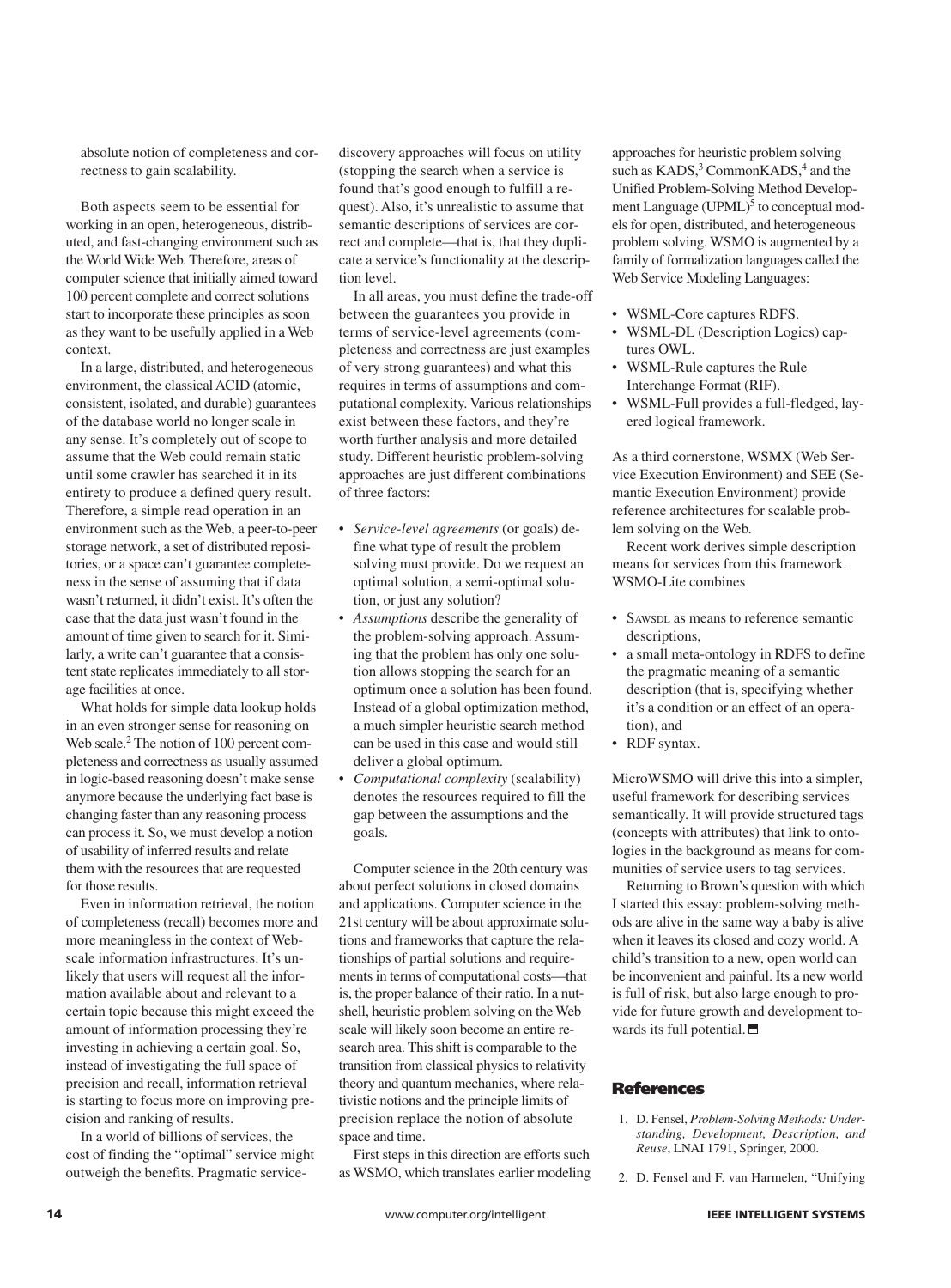absolute notion of completeness and correctness to gain scalability.

Both aspects seem to be essential for working in an open, heterogeneous, distributed, and fast-changing environment such as the World Wide Web. Therefore, areas of computer science that initially aimed toward 100 percent complete and correct solutions start to incorporate these principles as soon as they want to be usefully applied in a Web context.

In a large, distributed, and heterogeneous environment, the classical ACID (atomic, consistent, isolated, and durable) guarantees of the database world no longer scale in any sense. It's completely out of scope to assume that the Web could remain static until some crawler has searched it in its entirety to produce a defined query result. Therefore, a simple read operation in an environment such as the Web, a peer-to-peer storage network, a set of distributed repositories, or a space can't guarantee completeness in the sense of assuming that if data wasn't returned, it didn't exist. It's often the case that the data just wasn't found in the amount of time given to search for it. Similarly, a write can't guarantee that a consistent state replicates immediately to all storage facilities at once.

What holds for simple data lookup holds in an even stronger sense for reasoning on Web scale.[2] The notion of 100 percent completeness and correctness as usually assumed in logic-based reasoning doesn't make sense anymore because the underlying fact base is changing faster than any reasoning process can process it. So, we must develop a notion of usability of inferred results and relate them with the resources that are requested for those results.

Even in information retrieval, the notion of completeness (recall) becomes more and more meaningless in the context of Web-scale information infrastructures. It's unlikely that users will request all the information available about and relevant to a certain topic because this might exceed the amount of information processing they're investing in achieving a certain goal. So, instead of investigating the full space of precision and recall, information retrieval is starting to focus more on improving precision and ranking of results.

In a world of billions of services, the cost of finding the "optimal" service might outweigh the benefits. Pragmatic service-discovery approaches will focus on utility (stopping the search when a service is found that's good enough to fulfill a request). Also, it's unrealistic to assume that semantic descriptions of services are correct and complete—that is, that they duplicate a service's functionality at the description level.

In all areas, you must define the trade-off between the guarantees you provide in terms of service-level agreements (completeness and correctness are just examples of very strong guarantees) and what this requires in terms of assumptions and computational complexity. Various relationships exist between these factors, and they're worth further analysis and more detailed study. Different heuristic problem-solving approaches are just different combinations of three factors:

- *Service-level agreements* (or goals) define what type of result the problem solving must provide. Do we request an optimal solution, a semi-optimal solution, or just any solution?
- *Assumptions* describe the generality of the problem-solving approach. Assuming that the problem has only one solution allows stopping the search for an optimum once a solution has been found. Instead of a global optimization method, a much simpler heuristic search method can be used in this case and would still deliver a global optimum.
- *Computational complexity* (scalability) denotes the resources required to fill the gap between the assumptions and the goals.

Computer science in the 20th century was about perfect solutions in closed domains and applications. Computer science in the 21st century will be about approximate solutions and frameworks that capture the relationships of partial solutions and requirements in terms of computational costs—that is, the proper balance of their ratio. In a nutshell, heuristic problem solving on the Web scale will likely soon become an entire research area. This shift is comparable to the transition from classical physics to relativity theory and quantum mechanics, where relativistic notions and the principle limits of precision replace the notion of absolute space and time.

First steps in this direction are efforts such as WSMO, which translates earlier modeling approaches for heuristic problem solving such as KADS,[3] CommonKADS,[4] and the Unified Problem-Solving Method Development Language (UPML)[5] to conceptual models for open, distributed, and heterogeneous problem solving. WSMO is augmented by a family of formalization languages called the Web Service Modeling Languages:

- WSML-Core captures RDFS.
- WSML-DL (Description Logics) captures OWL.
- WSML-Rule captures the Rule Interchange Format (RIF).
- WSML-Full provides a full-fledged, layered logical framework.

As a third cornerstone, WSMX (Web Service Execution Environment) and SEE (Semantic Execution Environment) provide reference architectures for scalable problem solving on the Web.

Recent work derives simple description means for services from this framework. WSMO-Lite combines

- SAWSDL as means to reference semantic descriptions,
- a small meta-ontology in RDFS to define the pragmatic meaning of a semantic description (that is, specifying whether it's a condition or an effect of an operation), and
- RDF syntax.

MicroWSMO will drive this into a simpler, useful framework for describing services semantically. It will provide structured tags (concepts with attributes) that link to ontologies in the background as means for communities of service users to tag services.

Returning to Brown's question with which I started this essay: problem-solving methods are alive in the same way a baby is alive when it leaves its closed and cozy world. A child's transition to a new, open world can be inconvenient and painful. Its a new world is full of risk, but also large enough to provide for future growth and development towards its full potential.

## References

1. D. Fensel, *Problem-Solving Methods: Understanding, Development, Description, and Reuse*, LNAI 1791, Springer, 2000.
2. D. Fensel and F. van Harmelen, "Unifying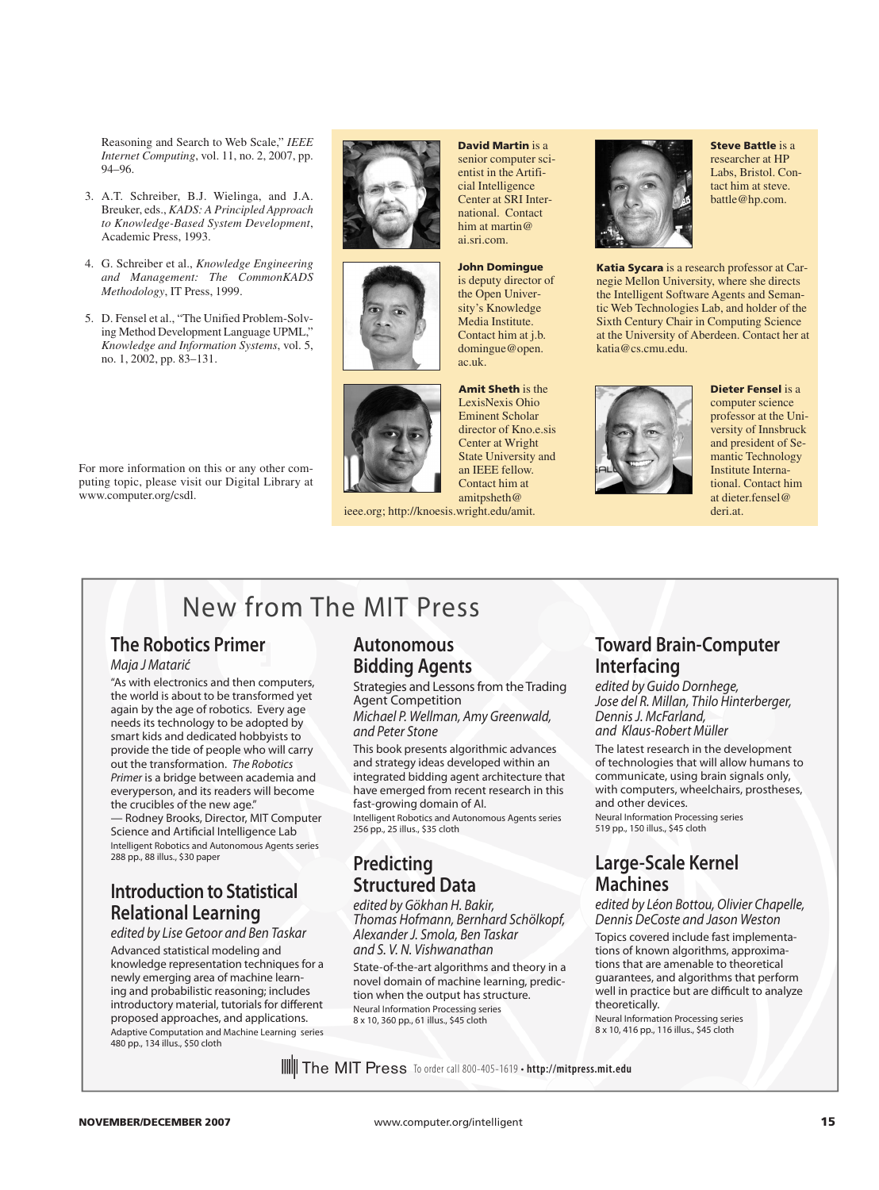Reasoning and Search to Web Scale," *IEEE Internet Computing*, vol. 11, no. 2, 2007, pp. 94–96.

3. A.T. Schreiber, B.J. Wielinga, and J.A. Breuker, eds., *KADS: A Principled Approach to Knowledge-Based System Development*, Academic Press, 1993.

4. G. Schreiber et al., *Knowledge Engineering and Management: The CommonKADS Methodology*, IT Press, 1999.

5. D. Fensel et al., "The Unified Problem-Solving Method Development Language UPML," *Knowledge and Information Systems*, vol. 5, no. 1, 2002, pp. 83–131.

For more information on this or any other computing topic, please visit our Digital Library at www.computer.org/csdl.

**David Martin** is a senior computer scientist in the Artificial Intelligence Center at SRI International. Contact him at martin@ai.sri.com.

**John Domingue** is deputy director of the Open University's Knowledge Media Institute. Contact him at j.b.domingue@open.ac.uk.

**Amit Sheth** is the LexisNexis Ohio Eminent Scholar director of Kno.e.sis Center at Wright State University and an IEEE fellow. Contact him at amitpsheth@ieee.org; http://knoesis.wright.edu/amit.

**Steve Battle** is a researcher at HP Labs, Bristol. Contact him at steve.battle@hp.com.

**Katia Sycara** is a research professor at Carnegie Mellon University, where she directs the Intelligent Software Agents and Semantic Web Technologies Lab, and holder of the Sixth Century Chair in Computing Science at the University of Aberdeen. Contact her at katia@cs.cmu.edu.

**Dieter Fensel** is a computer science professor at the University of Innsbruck and president of Semantic Technology Institute International. Contact him at dieter.fensel@deri.at.

# New from The MIT Press

## The Robotics Primer

*Maja J Matarić*

"As with electronics and then computers, the world is about to be transformed yet again by the age of robotics. Every age needs its technology to be adopted by smart kids and dedicated hobbyists to provide the tide of people who will carry out the transformation. *The Robotics Primer* is a bridge between academia and everyperson, and its readers will become the crucibles of the new age."
— Rodney Brooks, Director, MIT Computer Science and Artificial Intelligence Lab

Intelligent Robotics and Autonomous Agents series
288 pp., 88 illus., $30 paper

## Introduction to Statistical Relational Learning

*edited by Lise Getoor and Ben Taskar*

Advanced statistical modeling and knowledge representation techniques for a newly emerging area of machine learning and probabilistic reasoning; includes introductory material, tutorials for different proposed approaches, and applications.

Adaptive Computation and Machine Learning series
480 pp., 134 illus., $50 cloth

## Autonomous Bidding Agents

Strategies and Lessons from the Trading Agent Competition

*Michael P. Wellman, Amy Greenwald, and Peter Stone*

This book presents algorithmic advances and strategy ideas developed within an integrated bidding agent architecture that have emerged from recent research in this fast-growing domain of AI.

Intelligent Robotics and Autonomous Agents series
256 pp., 25 illus., $35 cloth

## Predicting Structured Data

*edited by Gökhan H. Bakir, Thomas Hofmann, Bernhard Schölkopf, Alexander J. Smola, Ben Taskar and S. V. N. Vishwanathan*

State-of-the-art algorithms and theory in a novel domain of machine learning, prediction when the output has structure.

Neural Information Processing series
8 x 10, 360 pp., 61 illus., $45 cloth

## Toward Brain-Computer Interfacing

*edited by Guido Dornhege, Jose del R. Millan, Thilo Hinterberger, Dennis J. McFarland, and Klaus-Robert Müller*

The latest research in the development of technologies that will allow humans to communicate, using brain signals only, with computers, wheelchairs, prostheses, and other devices.

Neural Information Processing series
519 pp., 150 illus., $45 cloth

## Large-Scale Kernel Machines

*edited by Léon Bottou, Olivier Chapelle, Dennis DeCoste and Jason Weston*

Topics covered include fast implementations of known algorithms, approximations that are amenable to theoretical guarantees, and algorithms that perform well in practice but are difficult to analyze theoretically.

Neural Information Processing series
8 x 10, 416 pp., 116 illus., $45 cloth

The MIT Press To order call 800-405-1619 • **http://mitpress.mit.edu**